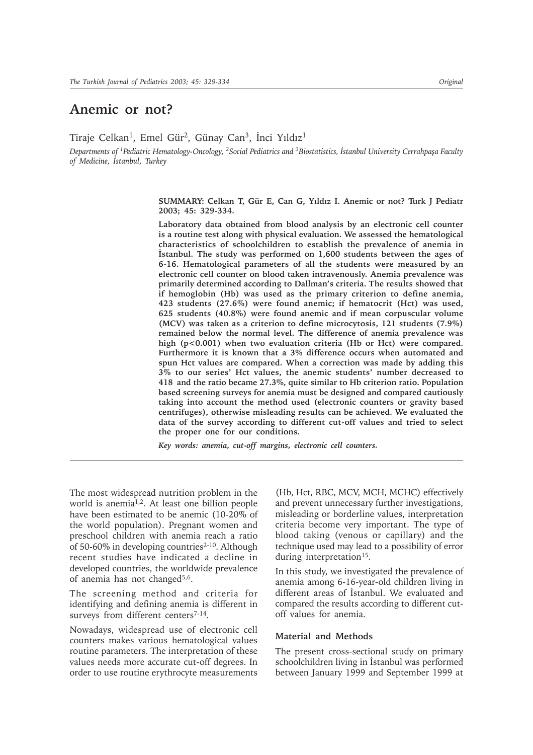# Anemic or not?

Tiraje Celkan[1], Emel Gür[2], Günay Can[3], İnci Yıldız[1]

*Departments of [1]Pediatric Hematology-Oncology, [2]Social Pediatrics and [3]Biostatistics, İstanbul University Cerrahpaşa Faculty of Medicine, İstanbul, Turkey*

**SUMMARY: Celkan T, Gür E, Can G, Yıldız I. Anemic or not? Turk J Pediatr 2003; 45: 329-334.**

**Laboratory data obtained from blood analysis by an electronic cell counter is a routine test along with physical evaluation. We assessed the hematological characteristics of schoolchildren to establish the prevalence of anemia in İstanbul. The study was performed on 1,600 students between the ages of 6-16. Hematological parameters of all the students were measured by an electronic cell counter on blood taken intravenously. Anemia prevalence was primarily determined according to Dallman's criteria. The results showed that if hemoglobin (Hb) was used as the primary criterion to define anemia, 423 students (27.6%) were found anemic; if hematocrit (Hct) was used, 625 students (40.8%) were found anemic and if mean corpuscular volume (MCV) was taken as a criterion to define microcytosis, 121 students (7.9%) remained below the normal level. The difference of anemia prevalence was high ($p<0.001$) when two evaluation criteria (Hb or Hct) were compared. Furthermore it is known that a 3% difference occurs when automated and spun Hct values are compared. When a correction was made by adding this 3% to our series' Hct values, the anemic students' number decreased to 418 and the ratio became 27.3%, quite similar to Hb criterion ratio. Population based screening surveys for anemia must be designed and compared cautiously taking into account the method used (electronic counters or gravity based centrifuges), otherwise misleading results can be achieved. We evaluated the data of the survey according to different cut-off values and tried to select the proper one for our conditions.**

*Key words: anemia, cut-off margins, electronic cell counters.*

The most widespread nutrition problem in the world is anemia[1,2]. At least one billion people have been estimated to be anemic (10-20% of the world population). Pregnant women and preschool children with anemia reach a ratio of 50-60% in developing countries[2-10]. Although recent studies have indicated a decline in developed countries, the worldwide prevalence of anemia has not changed[5,6].

The screening method and criteria for identifying and defining anemia is different in surveys from different centers[7-14].

Nowadays, widespread use of electronic cell counters makes various hematological values routine parameters. The interpretation of these values needs more accurate cut-off degrees. In order to use routine erythrocyte measurements (Hb, Hct, RBC, MCV, MCH, MCHC) effectively and prevent unnecessary further investigations, misleading or borderline values, interpretation criteria become very important. The type of blood taking (venous or capillary) and the technique used may lead to a possibility of error during interpretation[15].

In this study, we investigated the prevalence of anemia among 6-16-year-old children living in different areas of İstanbul. We evaluated and compared the results according to different cut-off values for anemia.

## Material and Methods

The present cross-sectional study on primary schoolchildren living in İstanbul was performed between January 1999 and September 1999 at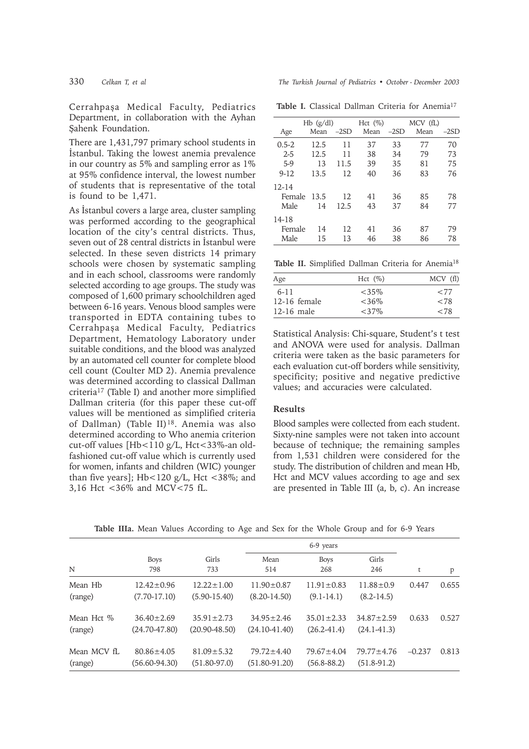Cerrahpaşa Medical Faculty, Pediatrics Department, in collaboration with the Ayhan Şahenk Foundation.

There are 1,431,797 primary school students in İstanbul. Taking the lowest anemia prevalence in our country as 5% and sampling error as 1% at 95% confidence interval, the lowest number of students that is representative of the total is found to be 1,471.

As İstanbul covers a large area, cluster sampling was performed according to the geographical location of the city's central districts. Thus, seven out of 28 central districts in İstanbul were selected. In these seven districts 14 primary schools were chosen by systematic sampling and in each school, classrooms were randomly selected according to age groups. The study was composed of 1,600 primary schoolchildren aged between 6-16 years. Venous blood samples were transported in EDTA containing tubes to Cerrahpaşa Medical Faculty, Pediatrics Department, Hematology Laboratory under suitable conditions, and the blood was analyzed by an automated cell counter for complete blood cell count (Coulter MD 2). Anemia prevalence was determined according to classical Dallman criteria[17] (Table I) and another more simplified Dallman criteria (for this paper these cut-off values will be mentioned as simplified criteria of Dallman) (Table II)[18]. Anemia was also determined according to Who anemia criterion cut-off values [Hb<110 g/L, Hct<33%-an old-fashioned cut-off value which is currently used for women, infants and children (WIC) younger than five years]; Hb<120 g/L, Hct <38%; and 3,16 Hct <36% and MCV<75 fL.

**Table I.** Classical Dallman Criteria for Anemia[17]

| Age | Hb (g/dl) Mean | Hb (g/dl) –2SD | Hct (%) Mean | Hct (%) –2SD | MCV (fL) Mean | MCV (fL) –2SD |
|---|---|---|---|---|---|---|
| 0.5-2 | 12.5 | 11 | 37 | 33 | 77 | 70 |
| 2-5 | 12.5 | 11 | 38 | 34 | 79 | 73 |
| 5-9 | 13 | 11.5 | 39 | 35 | 81 | 75 |
| 9-12 | 13.5 | 12 | 40 | 36 | 83 | 76 |
| 12-14 | | | | | | |
| Female | 13.5 | 12 | 41 | 36 | 85 | 78 |
| Male | 14 | 12.5 | 43 | 37 | 84 | 77 |
| 14-18 | | | | | | |
| Female | 14 | 12 | 41 | 36 | 87 | 79 |
| Male | 15 | 13 | 46 | 38 | 86 | 78 |

**Table II.** Simplified Dallman Criteria for Anemia[18]

| Age | Hct (%) | MCV (fl) |
|---|---|---|
| 6-11 | <35% | <77 |
| 12-16 female | <36% | <78 |
| 12-16 male | <37% | <78 |

Statistical Analysis: Chi-square, Student's t test and ANOVA were used for analysis. Dallman criteria were taken as the basic parameters for each evaluation cut-off borders while sensitivity, specificity; positive and negative predictive values; and accuracies were calculated.

## Results

Blood samples were collected from each student. Sixty-nine samples were not taken into account because of technique; the remaining samples from 1,531 children were considered for the study. The distribution of children and mean Hb, Hct and MCV values according to age and sex are presented in Table III (a, b, c). An increase

**Table IIIa.** Mean Values According to Age and Sex for the Whole Group and for 6-9 Years

| | | | 6-9 years | | | | |
|---|---|---|---|---|---|---|---|
| N | Boys 798 | Girls 733 | Mean 514 | Boys 268 | Girls 246 | t | p |
| Mean Hb | 12.42±0.96 | 12.22±1.00 | 11.90±0.87 | 11.91±0.83 | 11.88±0.9 | 0.447 | 0.655 |
| (range) | (7.70-17.10) | (5.90-15.40) | (8.20-14.50) | (9.1-14.1) | (8.2-14.5) | | |
| Mean Hct % | 36.40±2.69 | 35.91±2.73 | 34.95±2.46 | 35.01±2.33 | 34.87±2.59 | 0.633 | 0.527 |
| (range) | (24.70-47.80) | (20.90-48.50) | (24.10-41.40) | (26.2-41.4) | (24.1-41.3) | | |
| Mean MCV fL | 80.86±4.05 | 81.09±5.32 | 79.72±4.40 | 79.67±4.04 | 79.77±4.76 | –0.237 | 0.813 |
| (range) | (56.60-94.30) | (51.80-97.0) | (51.80-91.20) | (56.8-88.2) | (51.8-91.2) | | |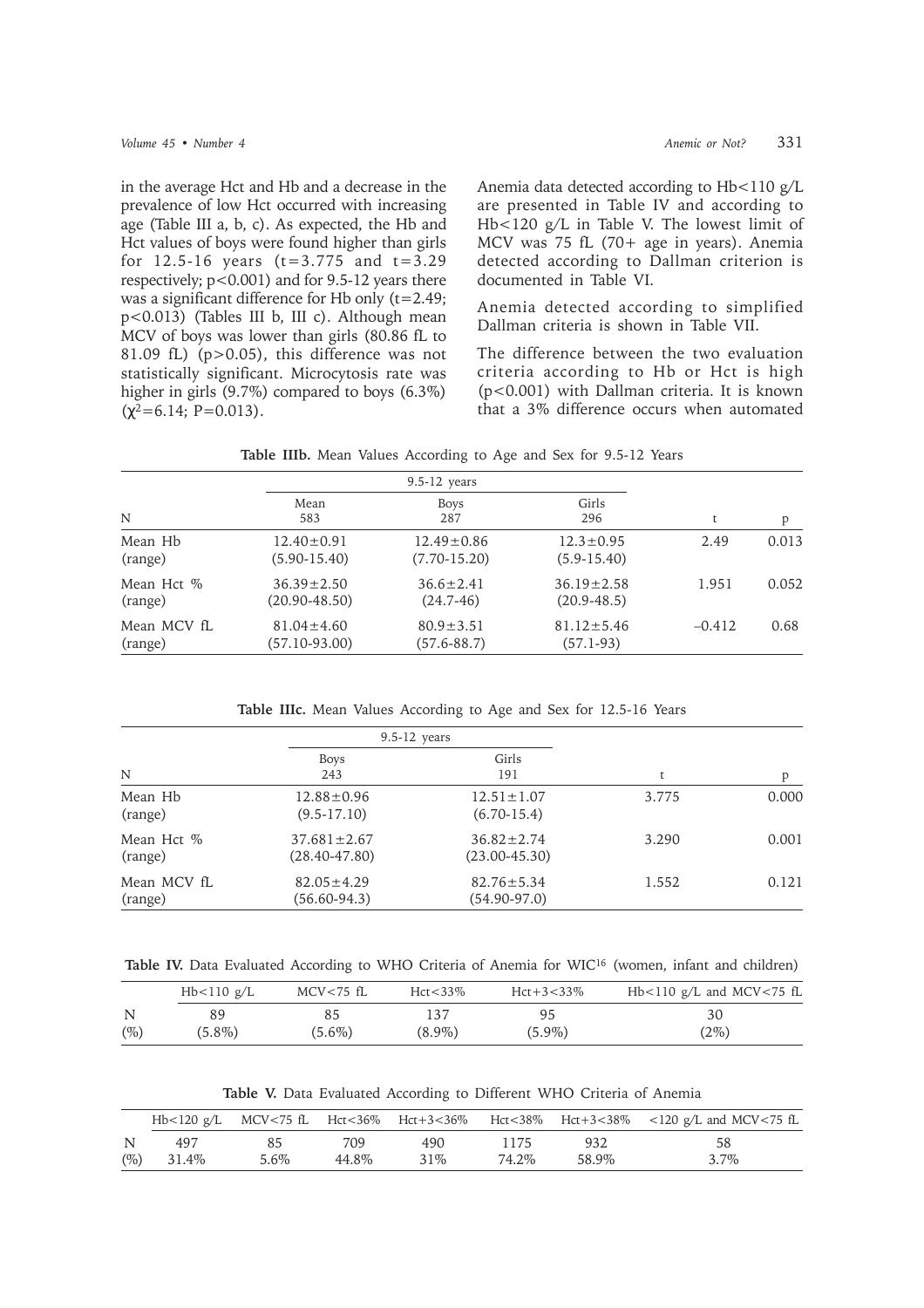in the average Hct and Hb and a decrease in the prevalence of low Hct occurred with increasing age (Table III a, b, c). As expected, the Hb and Hct values of boys were found higher than girls for 12.5-16 years ($t=3.775$ and $t=3.29$ respectively; $p<0.001$) and for 9.5-12 years there was a significant difference for Hb only ($t=2.49$; $p<0.013$) (Tables III b, III c). Although mean MCV of boys was lower than girls (80.86 fL to 81.09 fL) ($p>0.05$), this difference was not statistically significant. Microcytosis rate was higher in girls (9.7%) compared to boys (6.3%) ($\chi^2=6.14$; P=0.013).

Anemia data detected according to Hb<110 g/L are presented in Table IV and according to Hb<120 g/L in Table V. The lowest limit of MCV was 75 fL (70+ age in years). Anemia detected according to Dallman criterion is documented in Table VI.

Anemia detected according to simplified Dallman criteria is shown in Table VII.

The difference between the two evaluation criteria according to Hb or Hct is high ($p<0.001$) with Dallman criteria. It is known that a 3% difference occurs when automated

**Table IIIb.** Mean Values According to Age and Sex for 9.5-12 Years

| | 9.5-12 years | | | | |
|---|---|---|---|---|---|
| N | Mean 583 | Boys 287 | Girls 296 | t | p |
| Mean Hb (range) | 12.40±0.91 (5.90-15.40) | 12.49±0.86 (7.70-15.20) | 12.3±0.95 (5.9-15.40) | 2.49 | 0.013 |
| Mean Hct % (range) | 36.39±2.50 (20.90-48.50) | 36.6±2.41 (24.7-46) | 36.19±2.58 (20.9-48.5) | 1.951 | 0.052 |
| Mean MCV fL (range) | 81.04±4.60 (57.10-93.00) | 80.9±3.51 (57.6-88.7) | 81.12±5.46 (57.1-93) | –0.412 | 0.68 |

**Table IIIc.** Mean Values According to Age and Sex for 12.5-16 Years

| | 9.5-12 years | | | |
|---|---|---|---|---|
| N | Boys 243 | Girls 191 | t | p |
| Mean Hb (range) | 12.88±0.96 (9.5-17.10) | 12.51±1.07 (6.70-15.4) | 3.775 | 0.000 |
| Mean Hct % (range) | 37.681±2.67 (28.40-47.80) | 36.82±2.74 (23.00-45.30) | 3.290 | 0.001 |
| Mean MCV fL (range) | 82.05±4.29 (56.60-94.3) | 82.76±5.34 (54.90-97.0) | 1.552 | 0.121 |

**Table IV.** Data Evaluated According to WHO Criteria of Anemia for WIC[16] (women, infant and children)

| | Hb<110 g/L | MCV<75 fL | Hct<33% | Hct+3<33% | Hb<110 g/L and MCV<75 fL |
|---|---|---|---|---|---|
| N | 89 | 85 | 137 | 95 | 30 |
| (%) | (5.8%) | (5.6%) | (8.9%) | (5.9%) | (2%) |

**Table V.** Data Evaluated According to Different WHO Criteria of Anemia

| | Hb<120 g/L | MCV<75 fL | Hct<36% | Hct+3<36% | Hct<38% | Hct+3<38% | <120 g/L and MCV<75 fL |
|---|---|---|---|---|---|---|---|
| N | 497 | 85 | 709 | 490 | 1175 | 932 | 58 |
| (%) | 31.4% | 5.6% | 44.8% | 31% | 74.2% | 58.9% | 3.7% |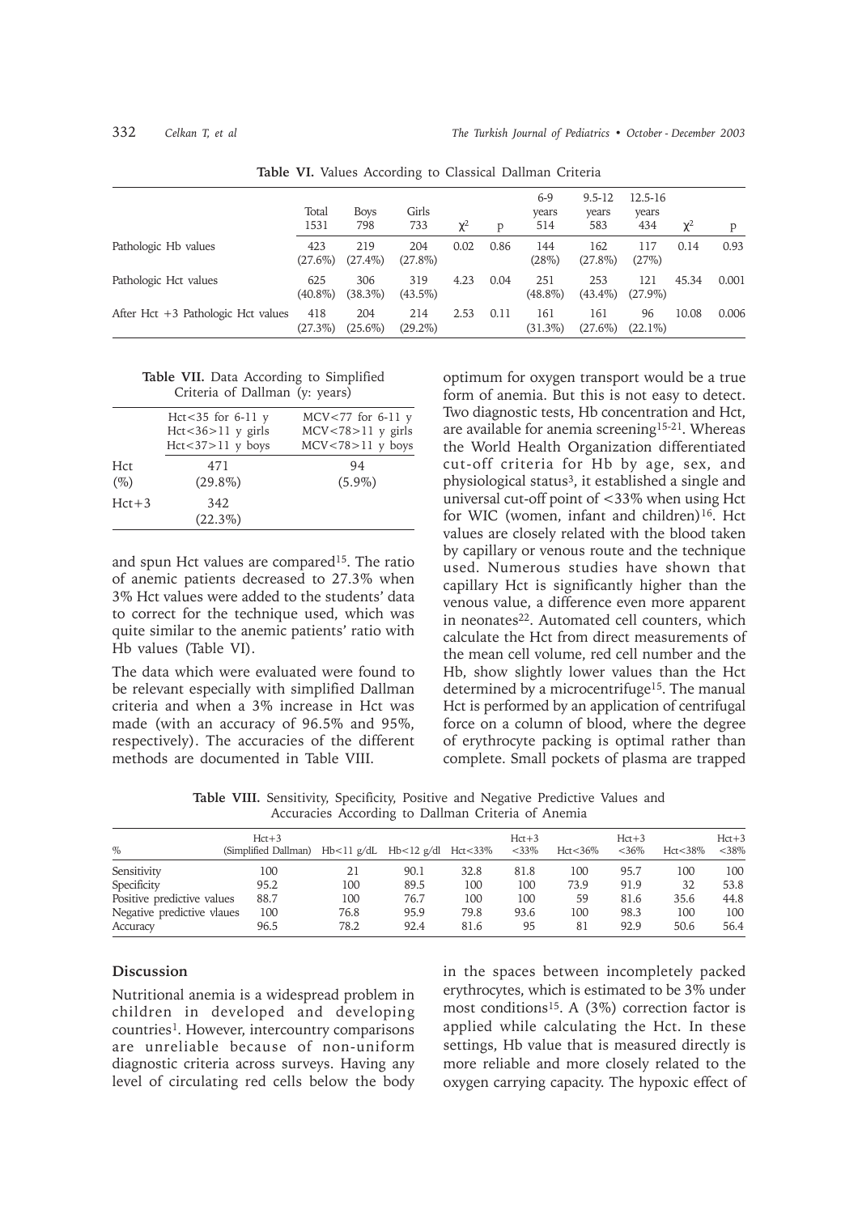**Table VI.** Values According to Classical Dallman Criteria

| | Total 1531 | Boys 798 | Girls 733 | $\chi^2$ | p | 6-9 years 514 | 9.5-12 years 583 | 12.5-16 years 434 | $\chi^2$ | p |
|---|---|---|---|---|---|---|---|---|---|---|
| Pathologic Hb values | 423 (27.6%) | 219 (27.4%) | 204 (27.8%) | 0.02 | 0.86 | 144 (28%) | 162 (27.8%) | 117 (27%) | 0.14 | 0.93 |
| Pathologic Hct values | 625 (40.8%) | 306 (38.3%) | 319 (43.5%) | 4.23 | 0.04 | 251 (48.8%) | 253 (43.4%) | 121 (27.9%) | 45.34 | 0.001 |
| After Hct +3 Pathologic Hct values | 418 (27.3%) | 204 (25.6%) | 214 (29.2%) | 2.53 | 0.11 | 161 (31.3%) | 161 (27.6%) | 96 (22.1%) | 10.08 | 0.006 |

**Table VII.** Data According to Simplified Criteria of Dallman (y: years)

| | Hct<35 for 6-11 y Hct<36>11 y girls Hct<37>11 y boys | MCV<77 for 6-11 y MCV<78>11 y girls MCV<78>11 y boys |
|---|---|---|
| Hct (%) | 471 (29.8%) | 94 (5.9%) |
| Hct+3 | 342 (22.3%) | |

and spun Hct values are compared[15]. The ratio of anemic patients decreased to 27.3% when 3% Hct values were added to the students' data to correct for the technique used, which was quite similar to the anemic patients' ratio with Hb values (Table VI).

The data which were evaluated were found to be relevant especially with simplified Dallman criteria and when a 3% increase in Hct was made (with an accuracy of 96.5% and 95%, respectively). The accuracies of the different methods are documented in Table VIII.

optimum for oxygen transport would be a true form of anemia. But this is not easy to detect. Two diagnostic tests, Hb concentration and Hct, are available for anemia screening[15-21]. Whereas the World Health Organization differentiated cut-off criteria for Hb by age, sex, and physiological status[3], it established a single and universal cut-off point of <33% when using Hct for WIC (women, infant and children)[16]. Hct values are closely related with the blood taken by capillary or venous route and the technique used. Numerous studies have shown that capillary Hct is significantly higher than the venous value, a difference even more apparent in neonates[22]. Automated cell counters, which calculate the Hct from direct measurements of the mean cell volume, red cell number and the Hb, show slightly lower values than the Hct determined by a microcentrifuge[15]. The manual Hct is performed by an application of centrifugal force on a column of blood, where the degree of erythrocyte packing is optimal rather than complete. Small pockets of plasma are trapped

**Table VIII.** Sensitivity, Specificity, Positive and Negative Predictive Values and Accuracies According to Dallman Criteria of Anemia

| % | Hct+3 (Simplified Dallman) | Hb<11 g/dL | Hb<12 g/dl | Hct<33% | Hct+3 <33% | Hct<36% | Hct+3 <36% | Hct<38% | Hct+3 <38% |
|---|---|---|---|---|---|---|---|---|---|
| Sensitivity | 100 | 21 | 90.1 | 32.8 | 81.8 | 100 | 95.7 | 100 | 100 |
| Specificity | 95.2 | 100 | 89.5 | 100 | 100 | 73.9 | 91.9 | 32 | 53.8 |
| Positive predictive values | 88.7 | 100 | 76.7 | 100 | 100 | 59 | 81.6 | 35.6 | 44.8 |
| Negative predictive vlaues | 100 | 76.8 | 95.9 | 79.8 | 93.6 | 100 | 98.3 | 100 | 100 |
| Accuracy | 96.5 | 78.2 | 92.4 | 81.6 | 95 | 81 | 92.9 | 50.6 | 56.4 |

## Discussion

Nutritional anemia is a widespread problem in children in developed and developing countries[1]. However, intercountry comparisons are unreliable because of non-uniform diagnostic criteria across surveys. Having any level of circulating red cells below the body

in the spaces between incompletely packed erythrocytes, which is estimated to be 3% under most conditions[15]. A (3%) correction factor is applied while calculating the Hct. In these settings, Hb value that is measured directly is more reliable and more closely related to the oxygen carrying capacity. The hypoxic effect of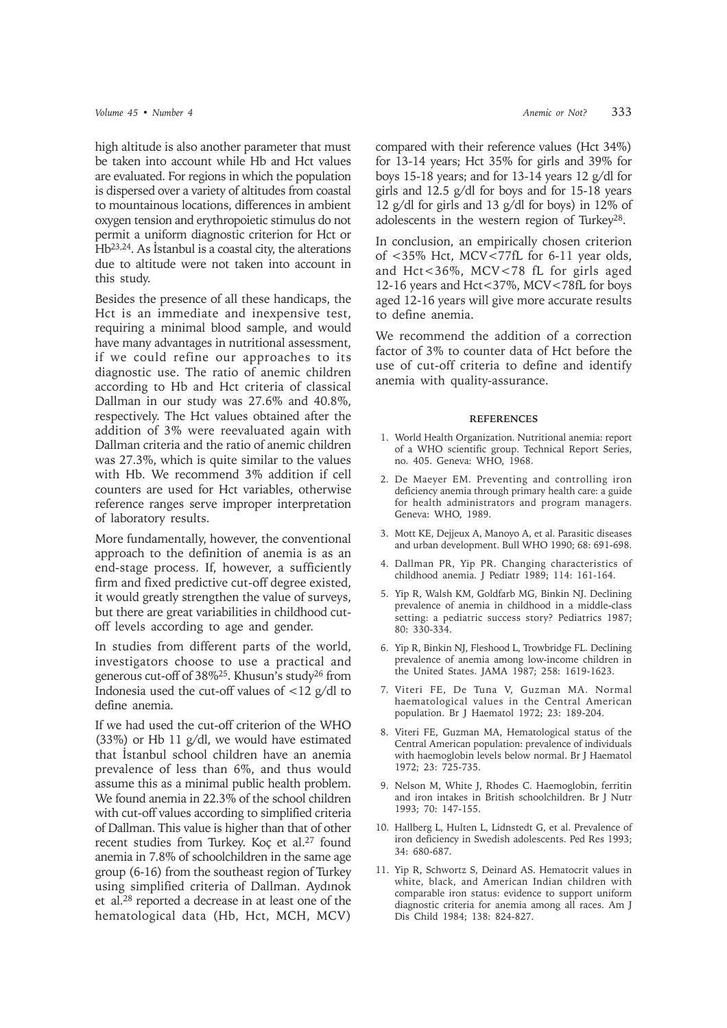high altitude is also another parameter that must be taken into account while Hb and Hct values are evaluated. For regions in which the population is dispersed over a variety of altitudes from coastal to mountainous locations, differences in ambient oxygen tension and erythropoietic stimulus do not permit a uniform diagnostic criterion for Hct or Hb[23,24]. As İstanbul is a coastal city, the alterations due to altitude were not taken into account in this study.

Besides the presence of all these handicaps, the Hct is an immediate and inexpensive test, requiring a minimal blood sample, and would have many advantages in nutritional assessment, if we could refine our approaches to its diagnostic use. The ratio of anemic children according to Hb and Hct criteria of classical Dallman in our study was 27.6% and 40.8%, respectively. The Hct values obtained after the addition of 3% were reevaluated again with Dallman criteria and the ratio of anemic children was 27.3%, which is quite similar to the values with Hb. We recommend 3% addition if cell counters are used for Hct variables, otherwise reference ranges serve improper interpretation of laboratory results.

More fundamentally, however, the conventional approach to the definition of anemia is as an end-stage process. If, however, a sufficiently firm and fixed predictive cut-off degree existed, it would greatly strengthen the value of surveys, but there are great variabilities in childhood cut-off levels according to age and gender.

In studies from different parts of the world, investigators choose to use a practical and generous cut-off of 38%[25]. Khusun's study[26] from Indonesia used the cut-off values of <12 g/dl to define anemia.

If we had used the cut-off criterion of the WHO (33%) or Hb 11 g/dl, we would have estimated that İstanbul school children have an anemia prevalence of less than 6%, and thus would assume this as a minimal public health problem. We found anemia in 22.3% of the school children with cut-off values according to simplified criteria of Dallman. This value is higher than that of other recent studies from Turkey. Koç et al.[27] found anemia in 7.8% of schoolchildren in the same age group (6-16) from the southeast region of Turkey using simplified criteria of Dallman. Aydınok et al.[28] reported a decrease in at least one of the hematological data (Hb, Hct, MCH, MCV) compared with their reference values (Hct 34%) for 13-14 years; Hct 35% for girls and 39% for boys 15-18 years; and for 13-14 years 12 g/dl for girls and 12.5 g/dl for boys and for 15-18 years 12 g/dl for girls and 13 g/dl for boys) in 12% of adolescents in the western region of Turkey[28].

In conclusion, an empirically chosen criterion of <35% Hct, MCV<77fL for 6-11 year olds, and Hct<36%, MCV<78 fL for girls aged 12-16 years and Hct<37%, MCV<78fL for boys aged 12-16 years will give more accurate results to define anemia.

We recommend the addition of a correction factor of 3% to counter data of Hct before the use of cut-off criteria to define and identify anemia with quality-assurance.

## REFERENCES

1. World Health Organization. Nutritional anemia: report of a WHO scientific group. Technical Report Series, no. 405. Geneva: WHO, 1968.
2. De Maeyer EM. Preventing and controlling iron deficiency anemia through primary health care: a guide for health administrators and program managers. Geneva: WHO, 1989.
3. Mott KE, Dejjeux A, Manoyo A, et al. Parasitic diseases and urban development. Bull WHO 1990; 68: 691-698.
4. Dallman PR, Yip PR. Changing characteristics of childhood anemia. J Pediatr 1989; 114: 161-164.
5. Yip R, Walsh KM, Goldfarb MG, Binkin NJ. Declining prevalence of anemia in childhood in a middle-class setting: a pediatric success story? Pediatrics 1987; 80: 330-334.
6. Yip R, Binkin NJ, Fleshood L, Trowbridge FL. Declining prevalence of anemia among low-income children in the United States. JAMA 1987; 258: 1619-1623.
7. Viteri FE, De Tuna V, Guzman MA. Normal haematological values in the Central American population. Br J Haematol 1972; 23: 189-204.
8. Viteri FE, Guzman MA, Hematological status of the Central American population: prevalence of individuals with haemoglobin levels below normal. Br J Haematol 1972; 23: 725-735.
9. Nelson M, White J, Rhodes C. Haemoglobin, ferritin and iron intakes in British schoolchildren. Br J Nutr 1993; 70: 147-155.
10. Hallberg L, Hulten L, Lidnstedt G, et al. Prevalence of iron deficiency in Swedish adolescents. Ped Res 1993; 34: 680-687.
11. Yip R, Schwortz S, Deinard AS. Hematocrit values in white, black, and American Indian children with comparable iron status: evidence to support uniform diagnostic criteria for anemia among all races. Am J Dis Child 1984; 138: 824-827.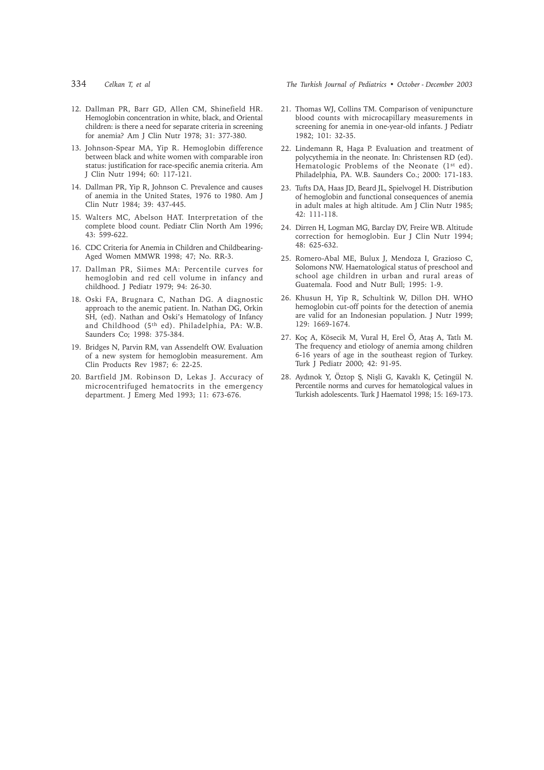12. Dallman PR, Barr GD, Allen CM, Shinefield HR. Hemoglobin concentration in white, black, and Oriental children: is there a need for separate criteria in screening for anemia? Am J Clin Nutr 1978; 31: 377-380.
13. Johnson-Spear MA, Yip R. Hemoglobin difference between black and white women with comparable iron status: justification for race-specific anemia criteria. Am J Clin Nutr 1994; 60: 117-121.
14. Dallman PR, Yip R, Johnson C. Prevalence and causes of anemia in the United States, 1976 to 1980. Am J Clin Nutr 1984; 39: 437-445.
15. Walters MC, Abelson HAT. Interpretation of the complete blood count. Pediatr Clin North Am 1996; 43: 599-622.
16. CDC Criteria for Anemia in Children and Childbearing-Aged Women MMWR 1998; 47; No. RR-3.
17. Dallman PR, Siimes MA: Percentile curves for hemoglobin and red cell volume in infancy and childhood. J Pediatr 1979; 94: 26-30.
18. Oski FA, Brugnara C, Nathan DG. A diagnostic approach to the anemic patient. In. Nathan DG, Orkin SH, (ed). Nathan and Oski's Hematology of Infancy and Childhood (5th ed). Philadelphia, PA: W.B. Saunders Co; 1998: 375-384.
19. Bridges N, Parvin RM, van Assendelft OW. Evaluation of a new system for hemoglobin measurement. Am Clin Products Rev 1987; 6: 22-25.
20. Bartfield JM. Robinson D, Lekas J. Accuracy of microcentrifuged hematocrits in the emergency department. J Emerg Med 1993; 11: 673-676.
21. Thomas WJ, Collins TM. Comparison of venipuncture blood counts with microcapillary measurements in screening for anemia in one-year-old infants. J Pediatr 1982; 101: 32-35.
22. Lindemann R, Haga P. Evaluation and treatment of polycythemia in the neonate. In: Christensen RD (ed). Hematologic Problems of the Neonate (1st ed). Philadelphia, PA. W.B. Saunders Co.; 2000: 171-183.
23. Tufts DA, Haas JD, Beard JL, Spielvogel H. Distribution of hemoglobin and functional consequences of anemia in adult males at high altitude. Am J Clin Nutr 1985; 42: 111-118.
24. Dirren H, Logman MG, Barclay DV, Freire WB. Altitude correction for hemoglobin. Eur J Clin Nutr 1994; 48: 625-632.
25. Romero-Abal ME, Bulux J, Mendoza I, Grazioso C, Solomons NW. Haematological status of preschool and school age children in urban and rural areas of Guatemala. Food and Nutr Bull; 1995: 1-9.
26. Khusun H, Yip R, Schultink W, Dillon DH. WHO hemoglobin cut-off points for the detection of anemia are valid for an Indonesian population. J Nutr 1999; 129: 1669-1674.
27. Koç A, Kösecik M, Vural H, Erel Ö, Ataş A, Tatlı M. The frequency and etiology of anemia among children 6-16 years of age in the southeast region of Turkey. Turk J Pediatr 2000; 42: 91-95.
28. Aydınok Y, Öztop Ş, Nişli G, Kavaklı K, Çetingül N. Percentile norms and curves for hematological values in Turkish adolescents. Turk J Haematol 1998; 15: 169-173.